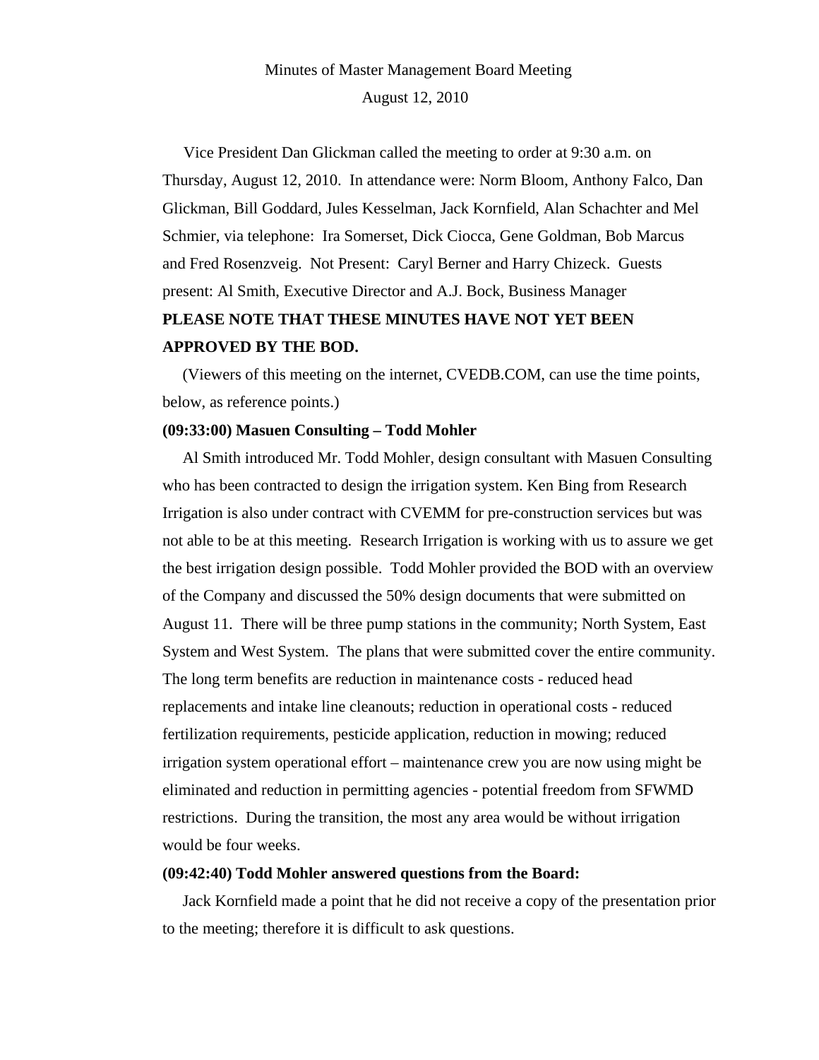Minutes of Master Management Board Meeting

August 12, 2010

Vice President Dan Glickman called the meeting to order at 9:30 a.m. on Thursday, August 12, 2010. In attendance were: Norm Bloom, Anthony Falco, Dan Glickman, Bill Goddard, Jules Kesselman, Jack Kornfield, Alan Schachter and Mel Schmier, via telephone: Ira Somerset, Dick Ciocca, Gene Goldman, Bob Marcus and Fred Rosenzveig. Not Present: Caryl Berner and Harry Chizeck. Guests present: Al Smith, Executive Director and A.J. Bock, Business Manager

**PLEASE NOTE THAT THESE MINUTES HAVE NOT YET BEEN APPROVED BY THE BOD.**

(Viewers of this meeting on the internet, CVEDB.COM, can use the time points, below, as reference points.)

**(09:33:00) Masuen Consulting – Todd Mohler**

Al Smith introduced Mr. Todd Mohler, design consultant with Masuen Consulting who has been contracted to design the irrigation system. Ken Bing from Research Irrigation is also under contract with CVEMM for pre-construction services but was not able to be at this meeting. Research Irrigation is working with us to assure we get the best irrigation design possible. Todd Mohler provided the BOD with an overview of the Company and discussed the 50% design documents that were submitted on August 11. There will be three pump stations in the community; North System, East System and West System. The plans that were submitted cover the entire community. The long term benefits are reduction in maintenance costs - reduced head replacements and intake line cleanouts; reduction in operational costs - reduced fertilization requirements, pesticide application, reduction in mowing; reduced irrigation system operational effort – maintenance crew you are now using might be eliminated and reduction in permitting agencies - potential freedom from SFWMD restrictions. During the transition, the most any area would be without irrigation would be four weeks.

**(09:42:40) Todd Mohler answered questions from the Board:**

Jack Kornfield made a point that he did not receive a copy of the presentation prior to the meeting; therefore it is difficult to ask questions.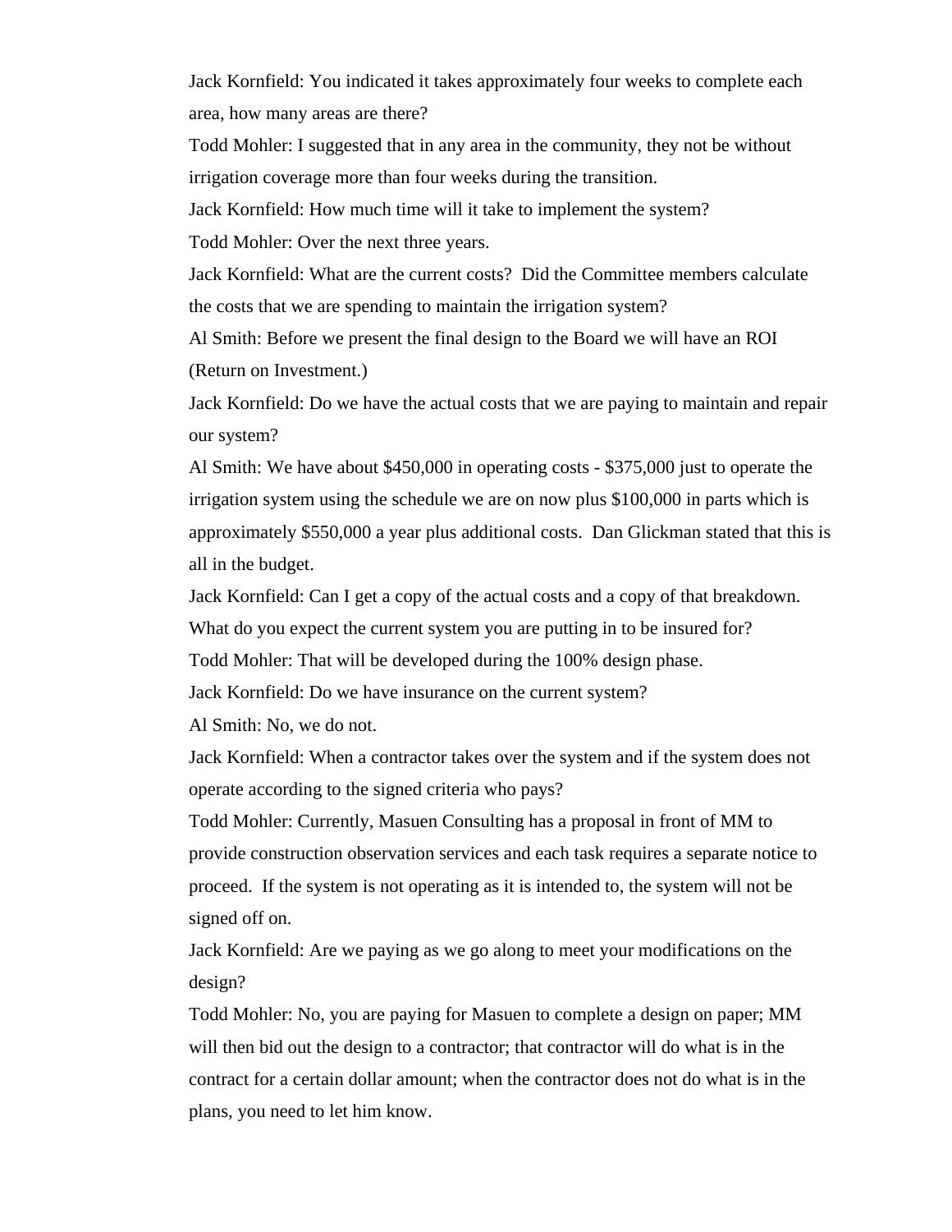Jack Kornfield: You indicated it takes approximately four weeks to complete each area, how many areas are there?

Todd Mohler: I suggested that in any area in the community, they not be without irrigation coverage more than four weeks during the transition.

Jack Kornfield: How much time will it take to implement the system?

Todd Mohler: Over the next three years.

Jack Kornfield: What are the current costs? Did the Committee members calculate the costs that we are spending to maintain the irrigation system?

Al Smith: Before we present the final design to the Board we will have an ROI (Return on Investment.)

Jack Kornfield: Do we have the actual costs that we are paying to maintain and repair our system?

Al Smith: We have about $450,000 in operating costs - $375,000 just to operate the irrigation system using the schedule we are on now plus $100,000 in parts which is approximately $550,000 a year plus additional costs. Dan Glickman stated that this is all in the budget.

Jack Kornfield: Can I get a copy of the actual costs and a copy of that breakdown. What do you expect the current system you are putting in to be insured for?

Todd Mohler: That will be developed during the 100% design phase.

Jack Kornfield: Do we have insurance on the current system?

Al Smith: No, we do not.

Jack Kornfield: When a contractor takes over the system and if the system does not operate according to the signed criteria who pays?

Todd Mohler: Currently, Masuen Consulting has a proposal in front of MM to provide construction observation services and each task requires a separate notice to proceed. If the system is not operating as it is intended to, the system will not be signed off on.

Jack Kornfield: Are we paying as we go along to meet your modifications on the design?

Todd Mohler: No, you are paying for Masuen to complete a design on paper; MM will then bid out the design to a contractor; that contractor will do what is in the contract for a certain dollar amount; when the contractor does not do what is in the plans, you need to let him know.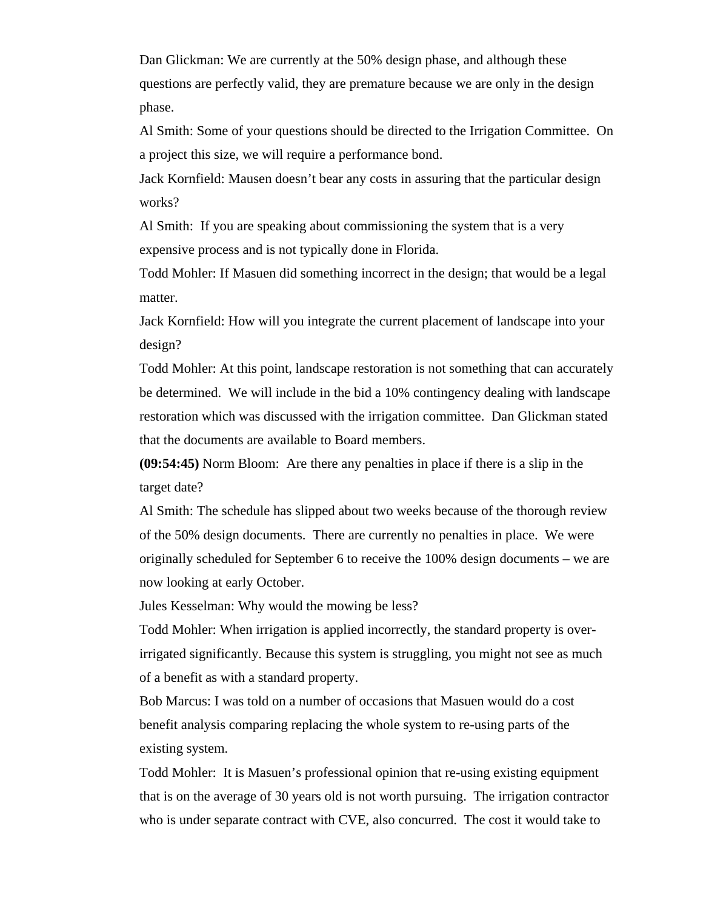Dan Glickman: We are currently at the 50% design phase, and although these questions are perfectly valid, they are premature because we are only in the design phase.

Al Smith: Some of your questions should be directed to the Irrigation Committee. On a project this size, we will require a performance bond.

Jack Kornfield: Mausen doesn't bear any costs in assuring that the particular design works?

Al Smith: If you are speaking about commissioning the system that is a very expensive process and is not typically done in Florida.

Todd Mohler: If Masuen did something incorrect in the design; that would be a legal matter.

Jack Kornfield: How will you integrate the current placement of landscape into your design?

Todd Mohler: At this point, landscape restoration is not something that can accurately be determined. We will include in the bid a 10% contingency dealing with landscape restoration which was discussed with the irrigation committee. Dan Glickman stated that the documents are available to Board members.

**(09:54:45)** Norm Bloom: Are there any penalties in place if there is a slip in the target date?

Al Smith: The schedule has slipped about two weeks because of the thorough review of the 50% design documents. There are currently no penalties in place. We were originally scheduled for September 6 to receive the 100% design documents – we are now looking at early October.

Jules Kesselman: Why would the mowing be less?

Todd Mohler: When irrigation is applied incorrectly, the standard property is over-irrigated significantly. Because this system is struggling, you might not see as much of a benefit as with a standard property.

Bob Marcus: I was told on a number of occasions that Masuen would do a cost benefit analysis comparing replacing the whole system to re-using parts of the existing system.

Todd Mohler: It is Masuen's professional opinion that re-using existing equipment that is on the average of 30 years old is not worth pursuing. The irrigation contractor who is under separate contract with CVE, also concurred. The cost it would take to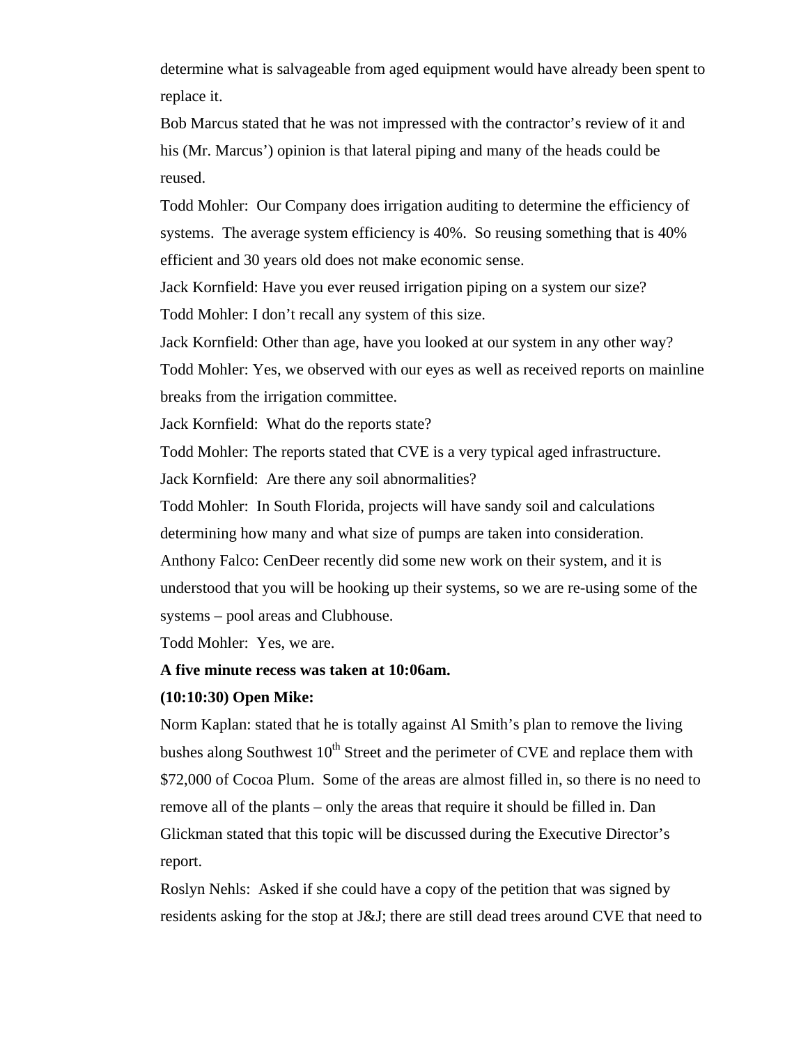determine what is salvageable from aged equipment would have already been spent to replace it.

Bob Marcus stated that he was not impressed with the contractor's review of it and his (Mr. Marcus') opinion is that lateral piping and many of the heads could be reused.

Todd Mohler: Our Company does irrigation auditing to determine the efficiency of systems. The average system efficiency is 40%. So reusing something that is 40% efficient and 30 years old does not make economic sense.

Jack Kornfield: Have you ever reused irrigation piping on a system our size?

Todd Mohler: I don't recall any system of this size.

Jack Kornfield: Other than age, have you looked at our system in any other way?

Todd Mohler: Yes, we observed with our eyes as well as received reports on mainline breaks from the irrigation committee.

Jack Kornfield: What do the reports state?

Todd Mohler: The reports stated that CVE is a very typical aged infrastructure.

Jack Kornfield: Are there any soil abnormalities?

Todd Mohler: In South Florida, projects will have sandy soil and calculations determining how many and what size of pumps are taken into consideration.

Anthony Falco: CenDeer recently did some new work on their system, and it is understood that you will be hooking up their systems, so we are re-using some of the systems – pool areas and Clubhouse.

Todd Mohler: Yes, we are.

**A five minute recess was taken at 10:06am.**

**(10:10:30) Open Mike:**

Norm Kaplan: stated that he is totally against Al Smith's plan to remove the living bushes along Southwest 10th Street and the perimeter of CVE and replace them with $72,000 of Cocoa Plum. Some of the areas are almost filled in, so there is no need to remove all of the plants – only the areas that require it should be filled in. Dan Glickman stated that this topic will be discussed during the Executive Director's report.

Roslyn Nehls: Asked if she could have a copy of the petition that was signed by residents asking for the stop at J&J; there are still dead trees around CVE that need to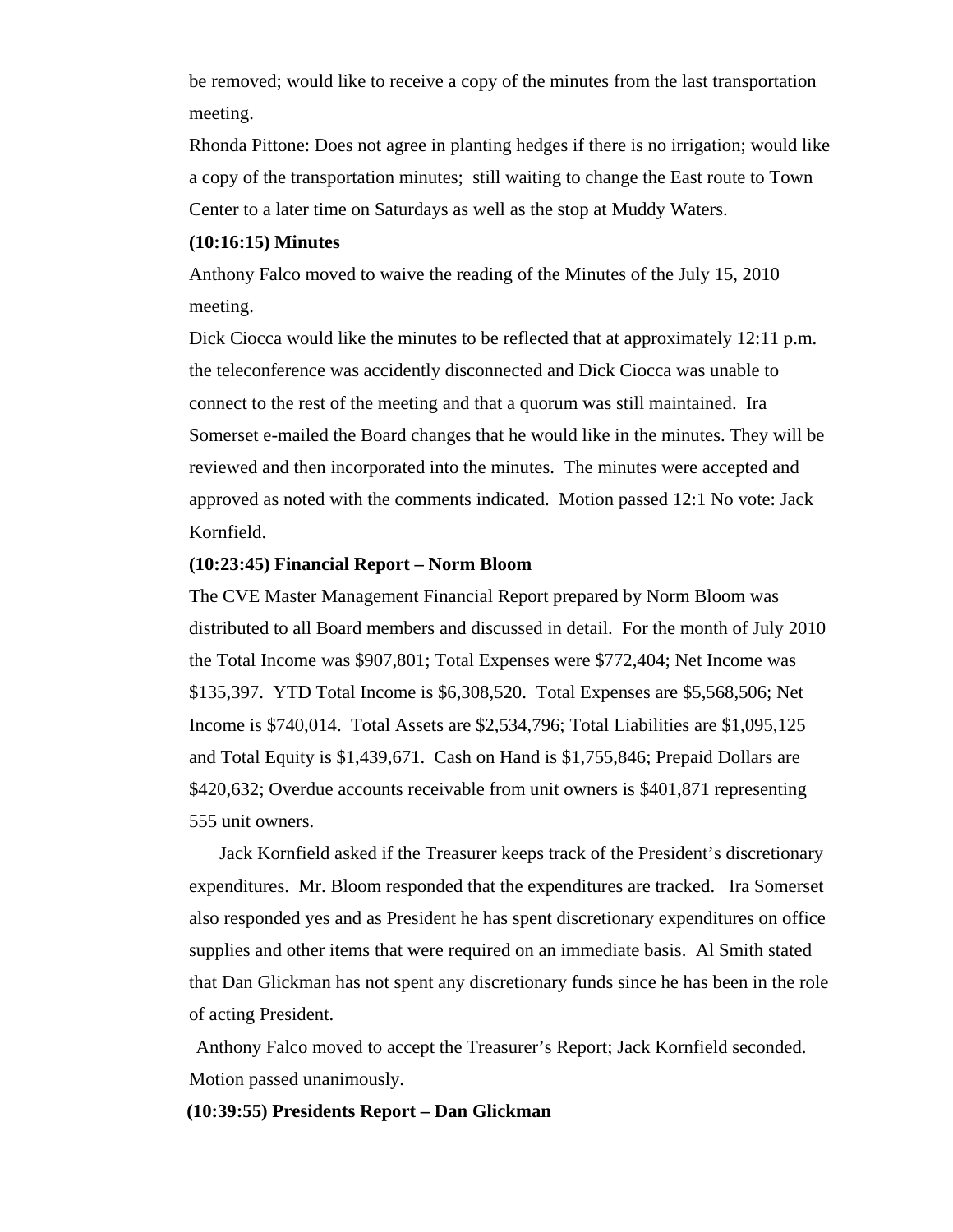be removed; would like to receive a copy of the minutes from the last transportation meeting.

Rhonda Pittone: Does not agree in planting hedges if there is no irrigation; would like a copy of the transportation minutes; still waiting to change the East route to Town Center to a later time on Saturdays as well as the stop at Muddy Waters.

**(10:16:15) Minutes**

Anthony Falco moved to waive the reading of the Minutes of the July 15, 2010 meeting.

Dick Ciocca would like the minutes to be reflected that at approximately 12:11 p.m. the teleconference was accidently disconnected and Dick Ciocca was unable to connect to the rest of the meeting and that a quorum was still maintained. Ira Somerset e-mailed the Board changes that he would like in the minutes. They will be reviewed and then incorporated into the minutes. The minutes were accepted and approved as noted with the comments indicated. Motion passed 12:1 No vote: Jack Kornfield.

**(10:23:45) Financial Report – Norm Bloom**

The CVE Master Management Financial Report prepared by Norm Bloom was distributed to all Board members and discussed in detail. For the month of July 2010 the Total Income was $907,801; Total Expenses were $772,404; Net Income was $135,397. YTD Total Income is $6,308,520. Total Expenses are $5,568,506; Net Income is $740,014. Total Assets are $2,534,796; Total Liabilities are $1,095,125 and Total Equity is $1,439,671. Cash on Hand is $1,755,846; Prepaid Dollars are $420,632; Overdue accounts receivable from unit owners is $401,871 representing 555 unit owners.

Jack Kornfield asked if the Treasurer keeps track of the President's discretionary expenditures. Mr. Bloom responded that the expenditures are tracked. Ira Somerset also responded yes and as President he has spent discretionary expenditures on office supplies and other items that were required on an immediate basis. Al Smith stated that Dan Glickman has not spent any discretionary funds since he has been in the role of acting President.

Anthony Falco moved to accept the Treasurer's Report; Jack Kornfield seconded. Motion passed unanimously.

**(10:39:55) Presidents Report – Dan Glickman**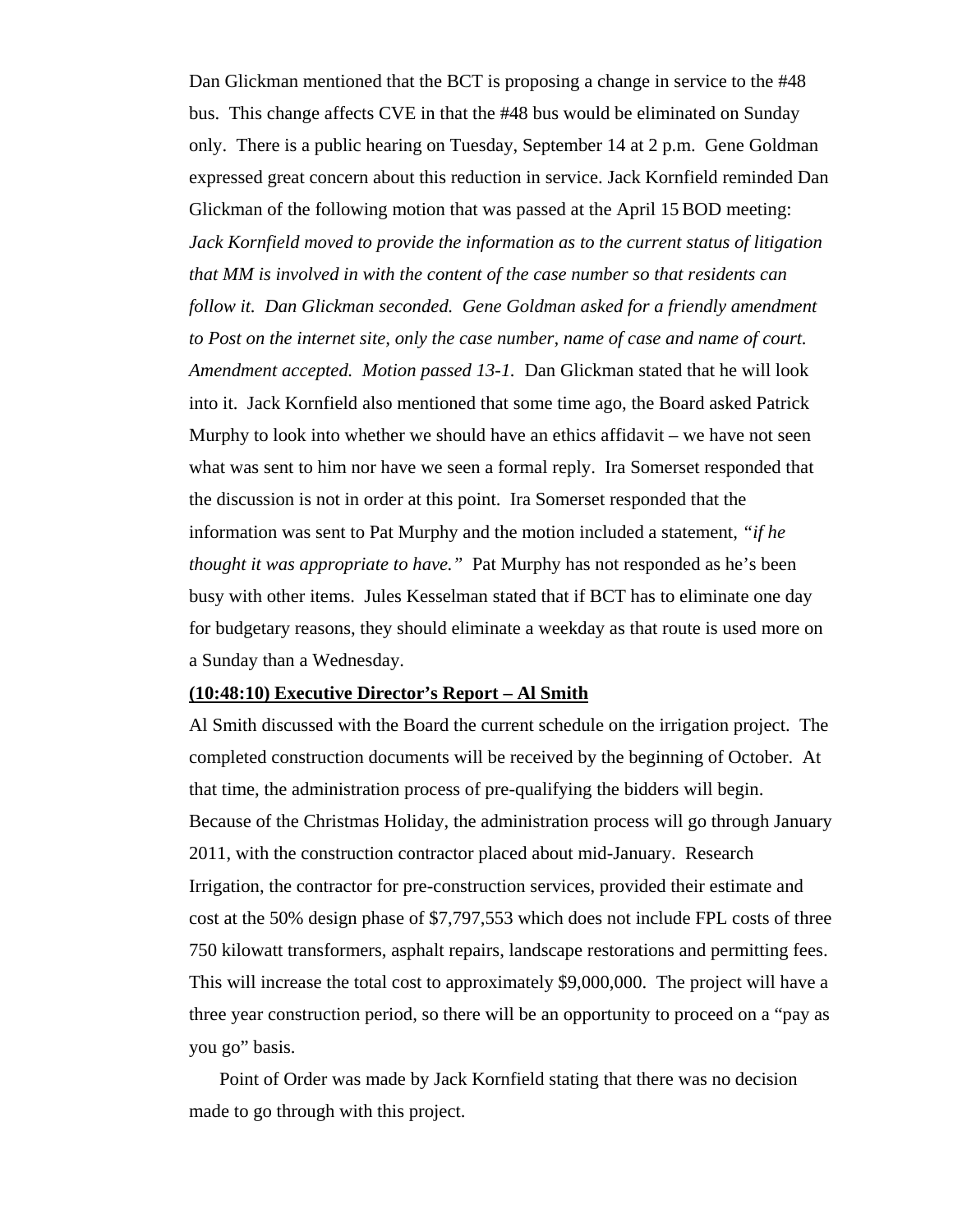Dan Glickman mentioned that the BCT is proposing a change in service to the #48 bus. This change affects CVE in that the #48 bus would be eliminated on Sunday only. There is a public hearing on Tuesday, September 14 at 2 p.m. Gene Goldman expressed great concern about this reduction in service. Jack Kornfield reminded Dan Glickman of the following motion that was passed at the April 15 BOD meeting: *Jack Kornfield moved to provide the information as to the current status of litigation that MM is involved in with the content of the case number so that residents can follow it. Dan Glickman seconded. Gene Goldman asked for a friendly amendment to Post on the internet site, only the case number, name of case and name of court. Amendment accepted. Motion passed 13-1.* Dan Glickman stated that he will look into it. Jack Kornfield also mentioned that some time ago, the Board asked Patrick Murphy to look into whether we should have an ethics affidavit – we have not seen what was sent to him nor have we seen a formal reply. Ira Somerset responded that the discussion is not in order at this point. Ira Somerset responded that the information was sent to Pat Murphy and the motion included a statement, *"if he thought it was appropriate to have."* Pat Murphy has not responded as he's been busy with other items. Jules Kesselman stated that if BCT has to eliminate one day for budgetary reasons, they should eliminate a weekday as that route is used more on a Sunday than a Wednesday.

**(10:48:10) Executive Director's Report – Al Smith**

Al Smith discussed with the Board the current schedule on the irrigation project. The completed construction documents will be received by the beginning of October. At that time, the administration process of pre-qualifying the bidders will begin. Because of the Christmas Holiday, the administration process will go through January 2011, with the construction contractor placed about mid-January. Research Irrigation, the contractor for pre-construction services, provided their estimate and cost at the 50% design phase of $7,797,553 which does not include FPL costs of three 750 kilowatt transformers, asphalt repairs, landscape restorations and permitting fees. This will increase the total cost to approximately $9,000,000. The project will have a three year construction period, so there will be an opportunity to proceed on a "pay as you go" basis.

Point of Order was made by Jack Kornfield stating that there was no decision made to go through with this project.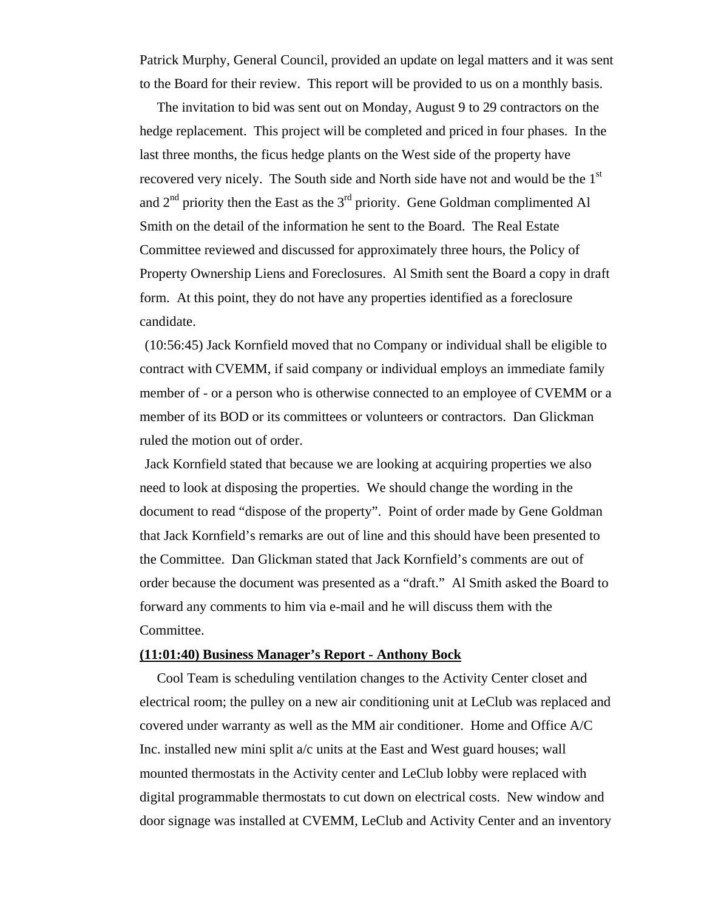Patrick Murphy, General Council, provided an update on legal matters and it was sent to the Board for their review. This report will be provided to us on a monthly basis.

The invitation to bid was sent out on Monday, August 9 to 29 contractors on the hedge replacement. This project will be completed and priced in four phases. In the last three months, the ficus hedge plants on the West side of the property have recovered very nicely. The South side and North side have not and would be the 1st and 2nd priority then the East as the 3rd priority. Gene Goldman complimented Al Smith on the detail of the information he sent to the Board. The Real Estate Committee reviewed and discussed for approximately three hours, the Policy of Property Ownership Liens and Foreclosures. Al Smith sent the Board a copy in draft form. At this point, they do not have any properties identified as a foreclosure candidate.

(10:56:45) Jack Kornfield moved that no Company or individual shall be eligible to contract with CVEMM, if said company or individual employs an immediate family member of - or a person who is otherwise connected to an employee of CVEMM or a member of its BOD or its committees or volunteers or contractors. Dan Glickman ruled the motion out of order.

Jack Kornfield stated that because we are looking at acquiring properties we also need to look at disposing the properties. We should change the wording in the document to read "dispose of the property". Point of order made by Gene Goldman that Jack Kornfield's remarks are out of line and this should have been presented to the Committee. Dan Glickman stated that Jack Kornfield's comments are out of order because the document was presented as a "draft." Al Smith asked the Board to forward any comments to him via e-mail and he will discuss them with the Committee.

**(11:01:40) Business Manager's Report - Anthony Bock**

Cool Team is scheduling ventilation changes to the Activity Center closet and electrical room; the pulley on a new air conditioning unit at LeClub was replaced and covered under warranty as well as the MM air conditioner. Home and Office A/C Inc. installed new mini split a/c units at the East and West guard houses; wall mounted thermostats in the Activity center and LeClub lobby were replaced with digital programmable thermostats to cut down on electrical costs. New window and door signage was installed at CVEMM, LeClub and Activity Center and an inventory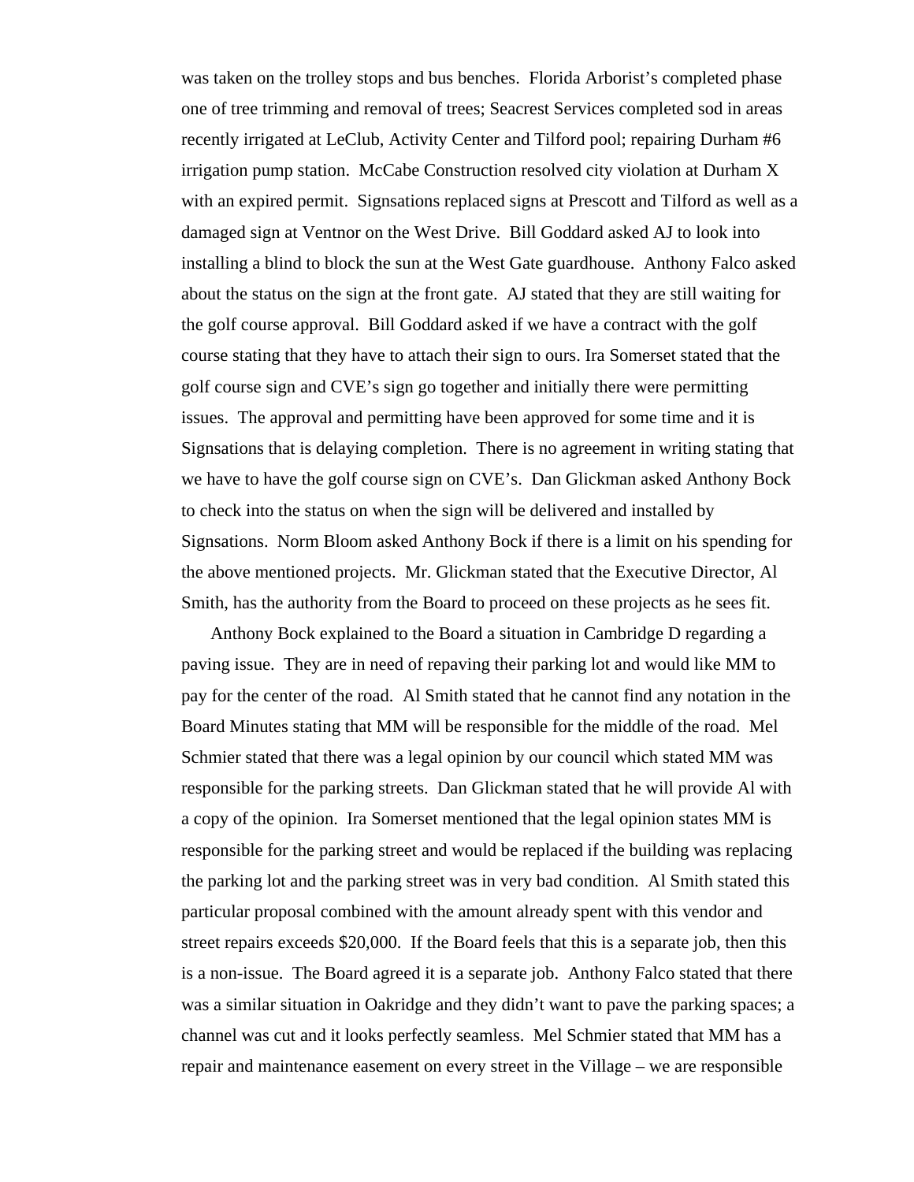was taken on the trolley stops and bus benches. Florida Arborist's completed phase one of tree trimming and removal of trees; Seacrest Services completed sod in areas recently irrigated at LeClub, Activity Center and Tilford pool; repairing Durham #6 irrigation pump station. McCabe Construction resolved city violation at Durham X with an expired permit. Signsations replaced signs at Prescott and Tilford as well as a damaged sign at Ventnor on the West Drive. Bill Goddard asked AJ to look into installing a blind to block the sun at the West Gate guardhouse. Anthony Falco asked about the status on the sign at the front gate. AJ stated that they are still waiting for the golf course approval. Bill Goddard asked if we have a contract with the golf course stating that they have to attach their sign to ours. Ira Somerset stated that the golf course sign and CVE's sign go together and initially there were permitting issues. The approval and permitting have been approved for some time and it is Signsations that is delaying completion. There is no agreement in writing stating that we have to have the golf course sign on CVE's. Dan Glickman asked Anthony Bock to check into the status on when the sign will be delivered and installed by Signsations. Norm Bloom asked Anthony Bock if there is a limit on his spending for the above mentioned projects. Mr. Glickman stated that the Executive Director, Al Smith, has the authority from the Board to proceed on these projects as he sees fit.

Anthony Bock explained to the Board a situation in Cambridge D regarding a paving issue. They are in need of repaving their parking lot and would like MM to pay for the center of the road. Al Smith stated that he cannot find any notation in the Board Minutes stating that MM will be responsible for the middle of the road. Mel Schmier stated that there was a legal opinion by our council which stated MM was responsible for the parking streets. Dan Glickman stated that he will provide Al with a copy of the opinion. Ira Somerset mentioned that the legal opinion states MM is responsible for the parking street and would be replaced if the building was replacing the parking lot and the parking street was in very bad condition. Al Smith stated this particular proposal combined with the amount already spent with this vendor and street repairs exceeds $20,000. If the Board feels that this is a separate job, then this is a non-issue. The Board agreed it is a separate job. Anthony Falco stated that there was a similar situation in Oakridge and they didn't want to pave the parking spaces; a channel was cut and it looks perfectly seamless. Mel Schmier stated that MM has a repair and maintenance easement on every street in the Village – we are responsible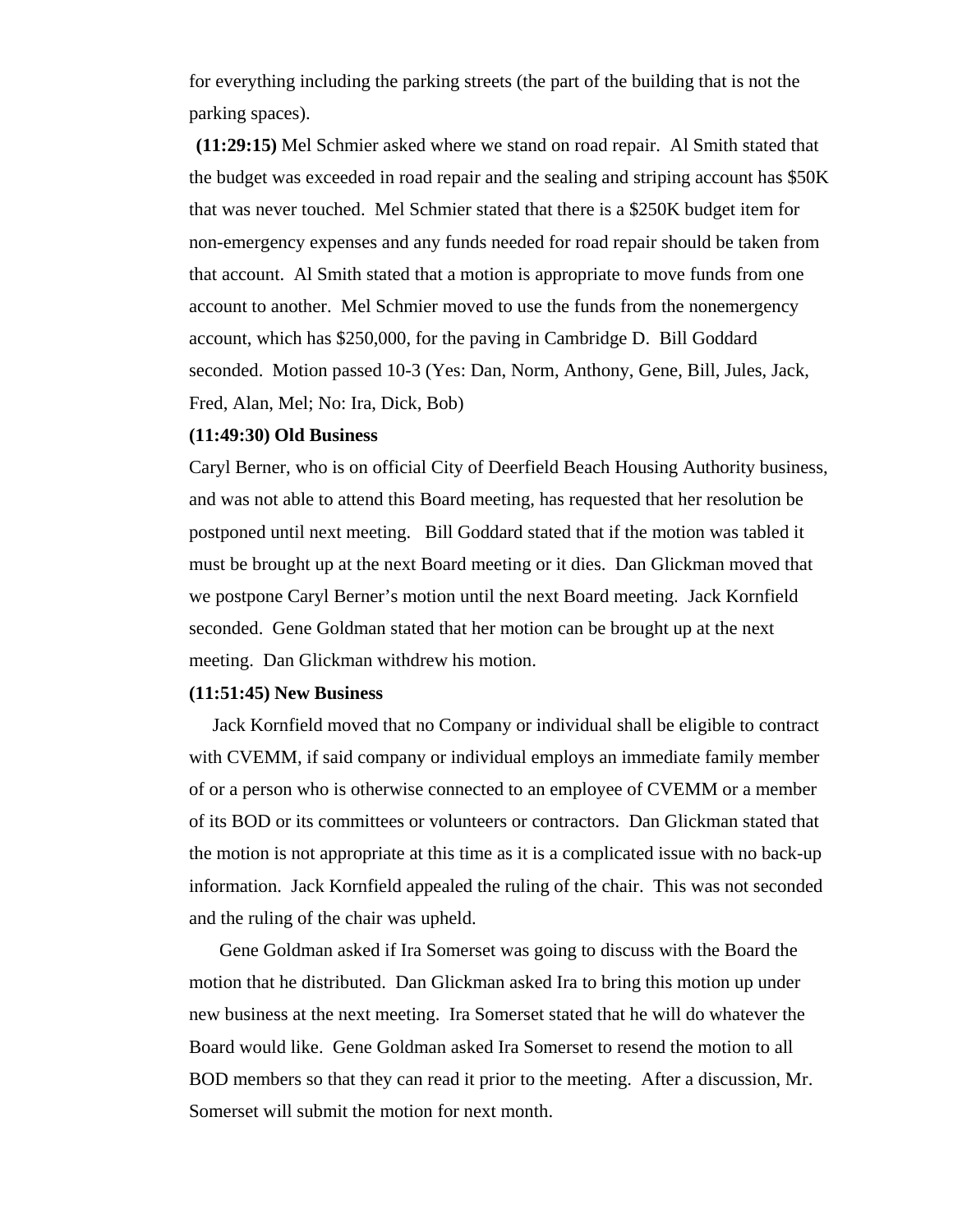for everything including the parking streets (the part of the building that is not the parking spaces).

**(11:29:15)** Mel Schmier asked where we stand on road repair. Al Smith stated that the budget was exceeded in road repair and the sealing and striping account has $50K that was never touched. Mel Schmier stated that there is a $250K budget item for non-emergency expenses and any funds needed for road repair should be taken from that account. Al Smith stated that a motion is appropriate to move funds from one account to another. Mel Schmier moved to use the funds from the nonemergency account, which has $250,000, for the paving in Cambridge D. Bill Goddard seconded. Motion passed 10-3 (Yes: Dan, Norm, Anthony, Gene, Bill, Jules, Jack, Fred, Alan, Mel; No: Ira, Dick, Bob)

**(11:49:30) Old Business**

Caryl Berner, who is on official City of Deerfield Beach Housing Authority business, and was not able to attend this Board meeting, has requested that her resolution be postponed until next meeting. Bill Goddard stated that if the motion was tabled it must be brought up at the next Board meeting or it dies. Dan Glickman moved that we postpone Caryl Berner's motion until the next Board meeting. Jack Kornfield seconded. Gene Goldman stated that her motion can be brought up at the next meeting. Dan Glickman withdrew his motion.

**(11:51:45) New Business**

Jack Kornfield moved that no Company or individual shall be eligible to contract with CVEMM, if said company or individual employs an immediate family member of or a person who is otherwise connected to an employee of CVEMM or a member of its BOD or its committees or volunteers or contractors. Dan Glickman stated that the motion is not appropriate at this time as it is a complicated issue with no back-up information. Jack Kornfield appealed the ruling of the chair. This was not seconded and the ruling of the chair was upheld.

Gene Goldman asked if Ira Somerset was going to discuss with the Board the motion that he distributed. Dan Glickman asked Ira to bring this motion up under new business at the next meeting. Ira Somerset stated that he will do whatever the Board would like. Gene Goldman asked Ira Somerset to resend the motion to all BOD members so that they can read it prior to the meeting. After a discussion, Mr. Somerset will submit the motion for next month.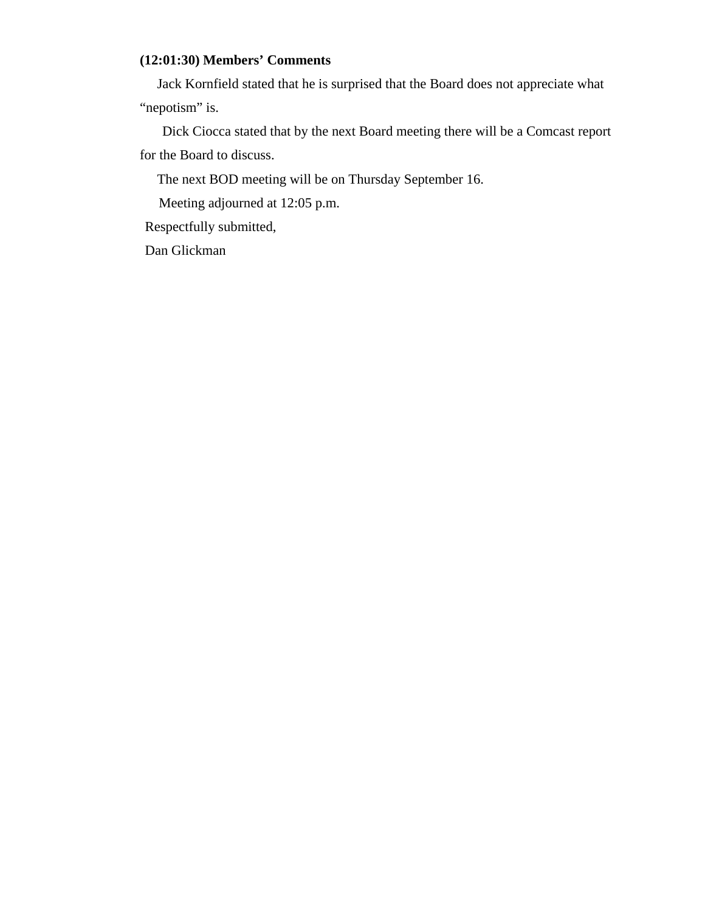**(12:01:30) Members' Comments**

Jack Kornfield stated that he is surprised that the Board does not appreciate what "nepotism" is.

Dick Ciocca stated that by the next Board meeting there will be a Comcast report for the Board to discuss.

The next BOD meeting will be on Thursday September 16.

Meeting adjourned at 12:05 p.m.

Respectfully submitted,

Dan Glickman